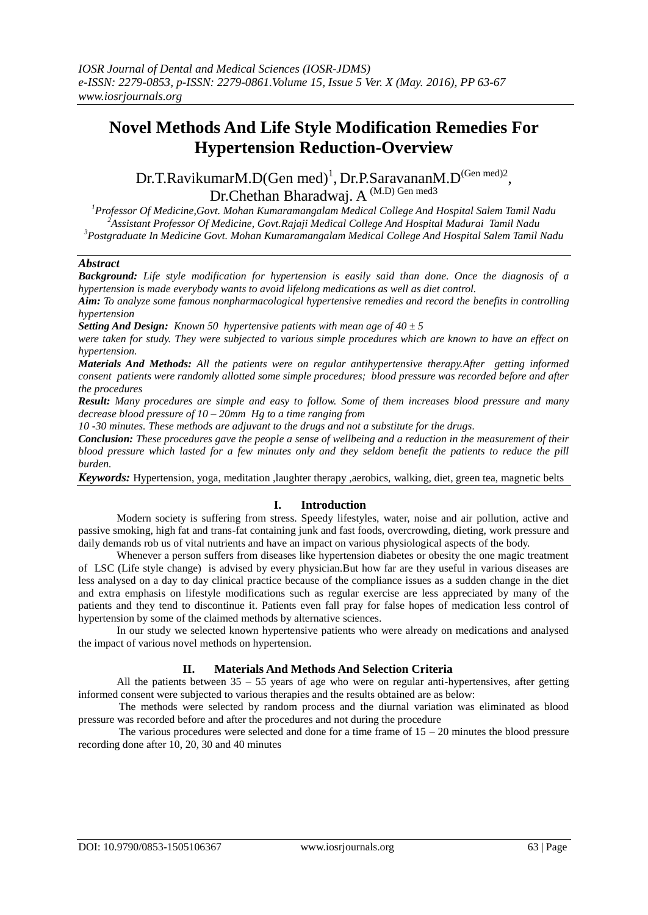# Novel Methods And Life Style Modification Remedies For Hypertension Reduction-Overview

Dr.T.RavikumarM.D(Gen med)[1], Dr.P.SaravananM.D(Gen med)[2], Dr.Chethan Bharadwaj. A (M.D) Gen med[3]

[1]Professor Of Medicine,Govt. Mohan Kumaramangalam Medical College And Hospital Salem Tamil Nadu
[2]Assistant Professor Of Medicine, Govt.Rajaji Medical College And Hospital Madurai Tamil Nadu
[3]Postgraduate In Medicine Govt. Mohan Kumaramangalam Medical College And Hospital Salem Tamil Nadu

## Abstract

***Background:*** *Life style modification for hypertension is easily said than done. Once the diagnosis of a hypertension is made everybody wants to avoid lifelong medications as well as diet control.*

***Aim:*** *To analyze some famous nonpharmacological hypertensive remedies and record the benefits in controlling hypertension*

***Setting And Design:*** *Known 50 hypertensive patients with mean age of 40 ± 5 were taken for study. They were subjected to various simple procedures which are known to have an effect on hypertension.*

***Materials And Methods:*** *All the patients were on regular antihypertensive therapy.After getting informed consent patients were randomly allotted some simple procedures; blood pressure was recorded before and after the procedures*

***Result:*** *Many procedures are simple and easy to follow. Some of them increases blood pressure and many decrease blood pressure of 10 – 20mm Hg to a time ranging from 10 -30 minutes. These methods are adjuvant to the drugs and not a substitute for the drugs.*

***Conclusion:*** *These procedures gave the people a sense of wellbeing and a reduction in the measurement of their blood pressure which lasted for a few minutes only and they seldom benefit the patients to reduce the pill burden.*

***Keywords:*** Hypertension, yoga, meditation ,laughter therapy ,aerobics, walking, diet, green tea, magnetic belts

## I. Introduction

Modern society is suffering from stress. Speedy lifestyles, water, noise and air pollution, active and passive smoking, high fat and trans-fat containing junk and fast foods, overcrowding, dieting, work pressure and daily demands rob us of vital nutrients and have an impact on various physiological aspects of the body.

Whenever a person suffers from diseases like hypertension diabetes or obesity the one magic treatment of LSC (Life style change) is advised by every physician.But how far are they useful in various diseases are less analysed on a day to day clinical practice because of the compliance issues as a sudden change in the diet and extra emphasis on lifestyle modifications such as regular exercise are less appreciated by many of the patients and they tend to discontinue it. Patients even fall pray for false hopes of medication less control of hypertension by some of the claimed methods by alternative sciences.

In our study we selected known hypertensive patients who were already on medications and analysed the impact of various novel methods on hypertension.

## II. Materials And Methods And Selection Criteria

All the patients between 35 – 55 years of age who were on regular anti-hypertensives, after getting informed consent were subjected to various therapies and the results obtained are as below:

The methods were selected by random process and the diurnal variation was eliminated as blood pressure was recorded before and after the procedures and not during the procedure

The various procedures were selected and done for a time frame of 15 – 20 minutes the blood pressure recording done after 10, 20, 30 and 40 minutes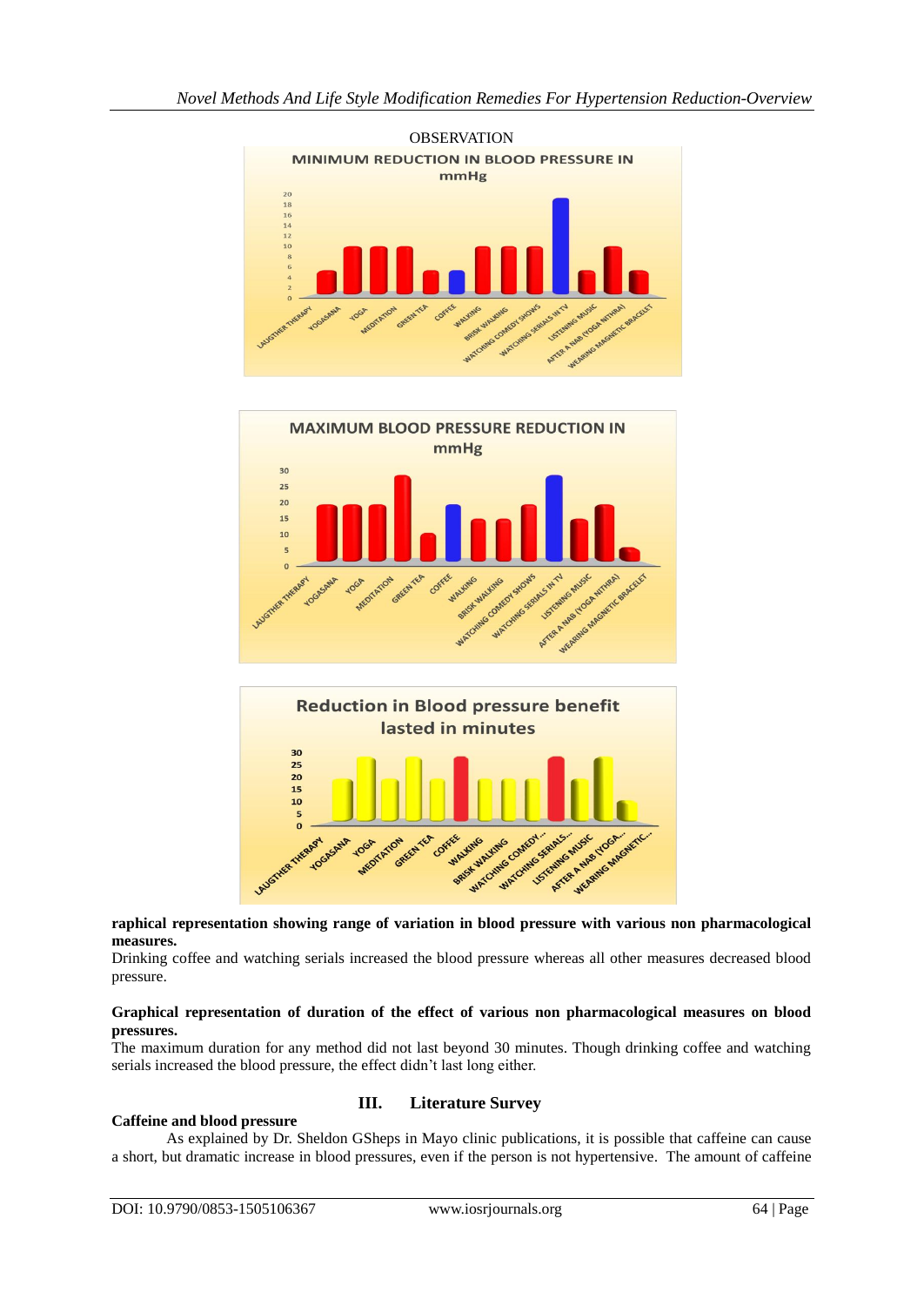OBSERVATION

**raphical representation showing range of variation in blood pressure with various non pharmacological measures.**

Drinking coffee and watching serials increased the blood pressure whereas all other measures decreased blood pressure.

**Graphical representation of duration of the effect of various non pharmacological measures on blood pressures.**

The maximum duration for any method did not last beyond 30 minutes. Though drinking coffee and watching serials increased the blood pressure, the effect didn't last long either.

## III. Literature Survey

**Caffeine and blood pressure**

As explained by Dr. Sheldon GSheps in Mayo clinic publications, it is possible that caffeine can cause a short, but dramatic increase in blood pressures, even if the person is not hypertensive. The amount of caffeine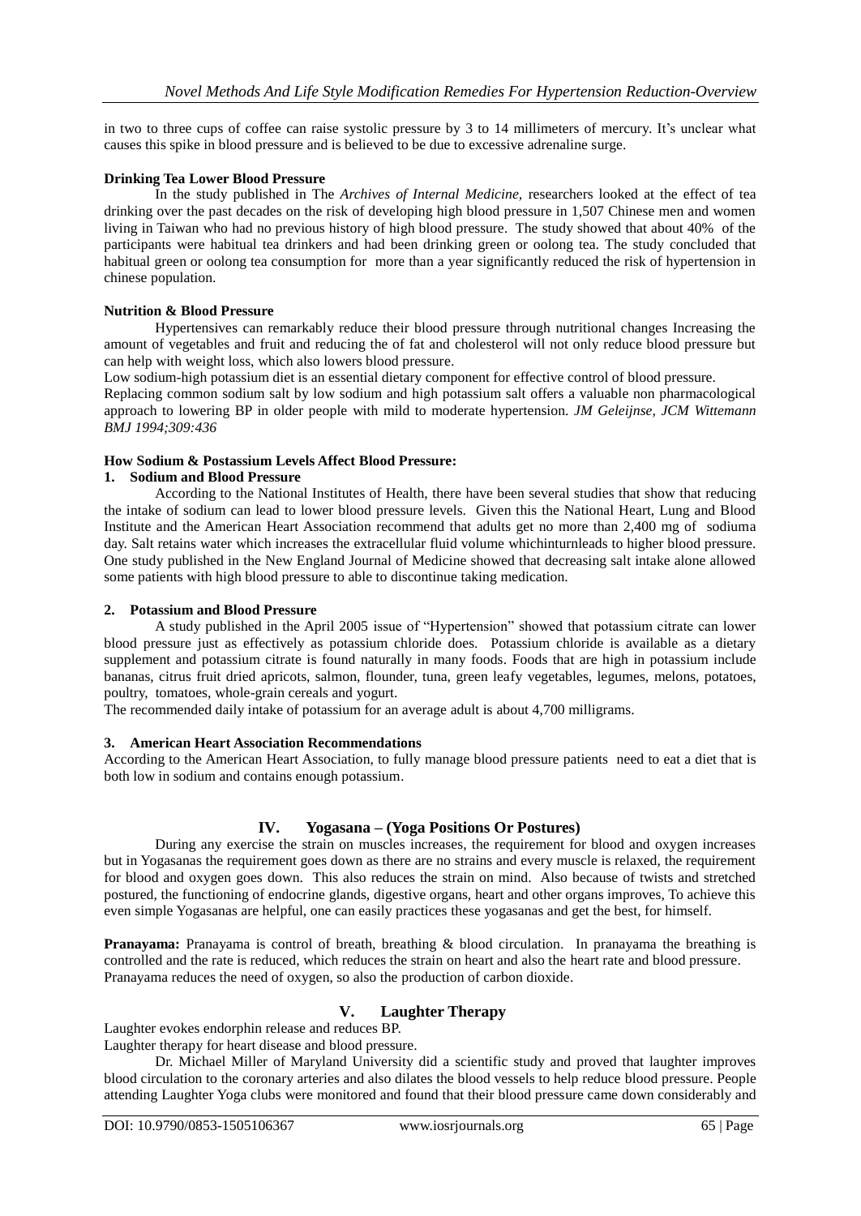in two to three cups of coffee can raise systolic pressure by 3 to 14 millimeters of mercury. It's unclear what causes this spike in blood pressure and is believed to be due to excessive adrenaline surge.

**Drinking Tea Lower Blood Pressure**

In the study published in The *Archives of Internal Medicine,* researchers looked at the effect of tea drinking over the past decades on the risk of developing high blood pressure in 1,507 Chinese men and women living in Taiwan who had no previous history of high blood pressure. The study showed that about 40% of the participants were habitual tea drinkers and had been drinking green or oolong tea. The study concluded that habitual green or oolong tea consumption for more than a year significantly reduced the risk of hypertension in chinese population.

**Nutrition & Blood Pressure**

Hypertensives can remarkably reduce their blood pressure through nutritional changes Increasing the amount of vegetables and fruit and reducing the of fat and cholesterol will not only reduce blood pressure but can help with weight loss, which also lowers blood pressure.

Low sodium-high potassium diet is an essential dietary component for effective control of blood pressure.

Replacing common sodium salt by low sodium and high potassium salt offers a valuable non pharmacological approach to lowering BP in older people with mild to moderate hypertension. *JM Geleijnse, JCM Wittemann BMJ 1994;309:436*

**How Sodium & Postassium Levels Affect Blood Pressure:**

**1. Sodium and Blood Pressure**

According to the National Institutes of Health, there have been several studies that show that reducing the intake of sodium can lead to lower blood pressure levels. Given this the National Heart, Lung and Blood Institute and the American Heart Association recommend that adults get no more than 2,400 mg of sodiuma day. Salt retains water which increases the extracellular fluid volume whichinturnleads to higher blood pressure. One study published in the New England Journal of Medicine showed that decreasing salt intake alone allowed some patients with high blood pressure to able to discontinue taking medication.

**2. Potassium and Blood Pressure**

A study published in the April 2005 issue of "Hypertension" showed that potassium citrate can lower blood pressure just as effectively as potassium chloride does. Potassium chloride is available as a dietary supplement and potassium citrate is found naturally in many foods. Foods that are high in potassium include bananas, citrus fruit dried apricots, salmon, flounder, tuna, green leafy vegetables, legumes, melons, potatoes, poultry, tomatoes, whole-grain cereals and yogurt.

The recommended daily intake of potassium for an average adult is about 4,700 milligrams.

**3. American Heart Association Recommendations**

According to the American Heart Association, to fully manage blood pressure patients need to eat a diet that is both low in sodium and contains enough potassium.

## IV. Yogasana – (Yoga Positions Or Postures)

During any exercise the strain on muscles increases, the requirement for blood and oxygen increases but in Yogasanas the requirement goes down as there are no strains and every muscle is relaxed, the requirement for blood and oxygen goes down. This also reduces the strain on mind. Also because of twists and stretched postured, the functioning of endocrine glands, digestive organs, heart and other organs improves, To achieve this even simple Yogasanas are helpful, one can easily practices these yogasanas and get the best, for himself.

**Pranayama:** Pranayama is control of breath, breathing & blood circulation. In pranayama the breathing is controlled and the rate is reduced, which reduces the strain on heart and also the heart rate and blood pressure. Pranayama reduces the need of oxygen, so also the production of carbon dioxide.

## V. Laughter Therapy

Laughter evokes endorphin release and reduces BP.

Laughter therapy for heart disease and blood pressure.

Dr. Michael Miller of Maryland University did a scientific study and proved that laughter improves blood circulation to the coronary arteries and also dilates the blood vessels to help reduce blood pressure. People attending Laughter Yoga clubs were monitored and found that their blood pressure came down considerably and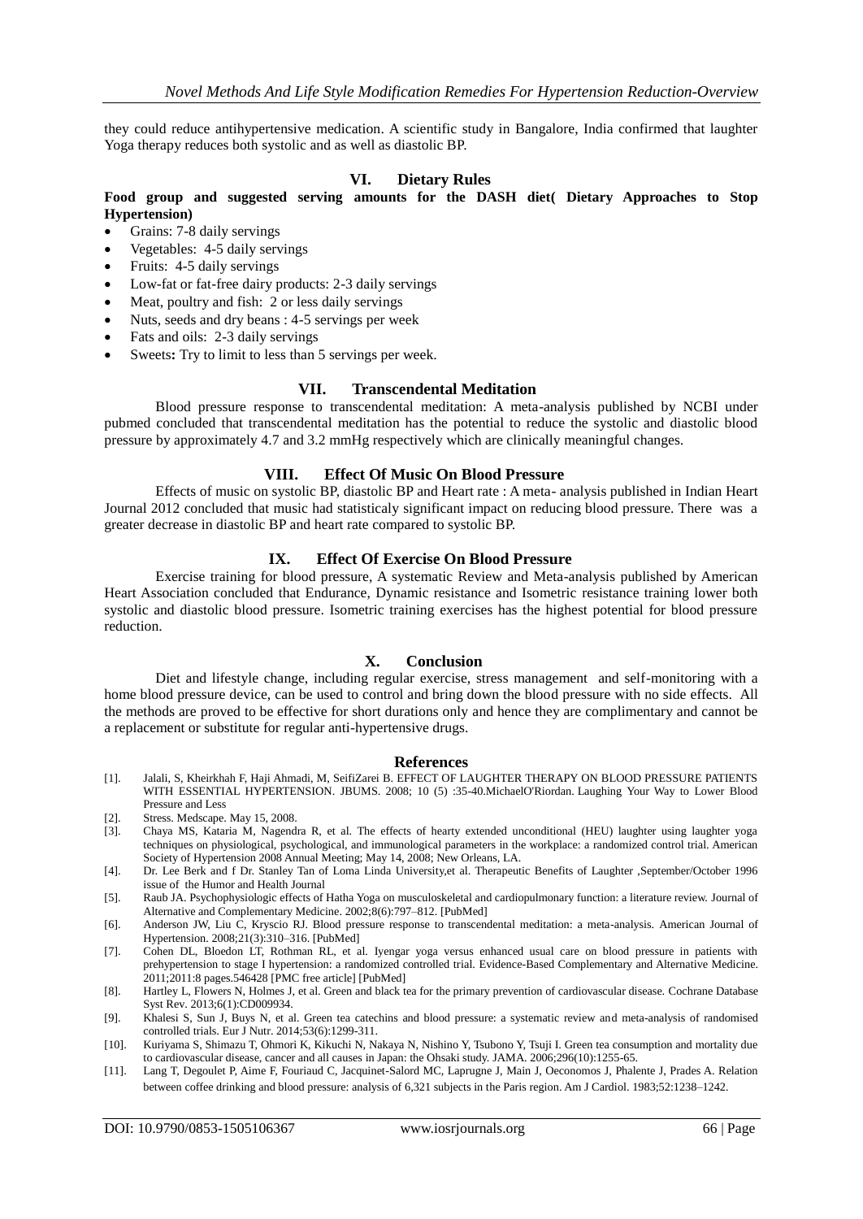they could reduce antihypertensive medication. A scientific study in Bangalore, India confirmed that laughter Yoga therapy reduces both systolic and as well as diastolic BP.

## VI. Dietary Rules

**Food group and suggested serving amounts for the DASH diet( Dietary Approaches to Stop Hypertension)**

- Grains: 7-8 daily servings
- Vegetables: 4-5 daily servings
- Fruits: 4-5 daily servings
- Low-fat or fat-free dairy products: 2-3 daily servings
- Meat, poultry and fish: 2 or less daily servings
- Nuts, seeds and dry beans : 4-5 servings per week
- Fats and oils: 2-3 daily servings
- Sweets**:** Try to limit to less than 5 servings per week.

## VII. Transcendental Meditation

Blood pressure response to transcendental meditation: A meta-analysis published by NCBI under pubmed concluded that transcendental meditation has the potential to reduce the systolic and diastolic blood pressure by approximately 4.7 and 3.2 mmHg respectively which are clinically meaningful changes.

## VIII. Effect Of Music On Blood Pressure

Effects of music on systolic BP, diastolic BP and Heart rate : A meta- analysis published in Indian Heart Journal 2012 concluded that music had statisticaly significant impact on reducing blood pressure. There was a greater decrease in diastolic BP and heart rate compared to systolic BP.

## IX. Effect Of Exercise On Blood Pressure

Exercise training for blood pressure, A systematic Review and Meta-analysis published by American Heart Association concluded that Endurance, Dynamic resistance and Isometric resistance training lower both systolic and diastolic blood pressure. Isometric training exercises has the highest potential for blood pressure reduction.

## X. Conclusion

Diet and lifestyle change, including regular exercise, stress management and self-monitoring with a home blood pressure device, can be used to control and bring down the blood pressure with no side effects. All the methods are proved to be effective for short durations only and hence they are complimentary and cannot be a replacement or substitute for regular anti-hypertensive drugs.

## References

[1]. Jalali, S, Kheirkhah F, Haji Ahmadi, M, SeifiZarei B. EFFECT OF LAUGHTER THERAPY ON BLOOD PRESSURE PATIENTS WITH ESSENTIAL HYPERTENSION. JBUMS. 2008; 10 (5) :35-40.MichaelO'Riordan. Laughing Your Way to Lower Blood Pressure and Less

[2]. Stress. Medscape. May 15, 2008.

[3]. Chaya MS, Kataria M, Nagendra R, et al. The effects of hearty extended unconditional (HEU) laughter using laughter yoga techniques on physiological, psychological, and immunological parameters in the workplace: a randomized control trial. American Society of Hypertension 2008 Annual Meeting; May 14, 2008; New Orleans, LA.

[4]. Dr. Lee Berk and f Dr. Stanley Tan of Loma Linda University,et al. Therapeutic Benefits of Laughter ,September/October 1996 issue of the Humor and Health Journal

[5]. Raub JA. Psychophysiologic effects of Hatha Yoga on musculoskeletal and cardiopulmonary function: a literature review. Journal of Alternative and Complementary Medicine. 2002;8(6):797–812. [PubMed]

[6]. Anderson JW, Liu C, Kryscio RJ. Blood pressure response to transcendental meditation: a meta-analysis. American Journal of Hypertension. 2008;21(3):310–316. [PubMed]

[7]. Cohen DL, Bloedon LT, Rothman RL, et al. Iyengar yoga versus enhanced usual care on blood pressure in patients with prehypertension to stage I hypertension: a randomized controlled trial. Evidence-Based Complementary and Alternative Medicine. 2011;2011:8 pages.546428 [PMC free article] [PubMed]

[8]. Hartley L, Flowers N, Holmes J, et al. Green and black tea for the primary prevention of cardiovascular disease. Cochrane Database Syst Rev. 2013;6(1):CD009934.

[9]. Khalesi S, Sun J, Buys N, et al. Green tea catechins and blood pressure: a systematic review and meta-analysis of randomised controlled trials. Eur J Nutr. 2014;53(6):1299-311.

[10]. Kuriyama S, Shimazu T, Ohmori K, Kikuchi N, Nakaya N, Nishino Y, Tsubono Y, Tsuji I. Green tea consumption and mortality due to cardiovascular disease, cancer and all causes in Japan: the Ohsaki study. JAMA. 2006;296(10):1255-65.

[11]. Lang T, Degoulet P, Aime F, Fouriaud C, Jacquinet-Salord MC, Laprugne J, Main J, Oeconomos J, Phalente J, Prades A. Relation between coffee drinking and blood pressure: analysis of 6,321 subjects in the Paris region. Am J Cardiol. 1983;52:1238–1242.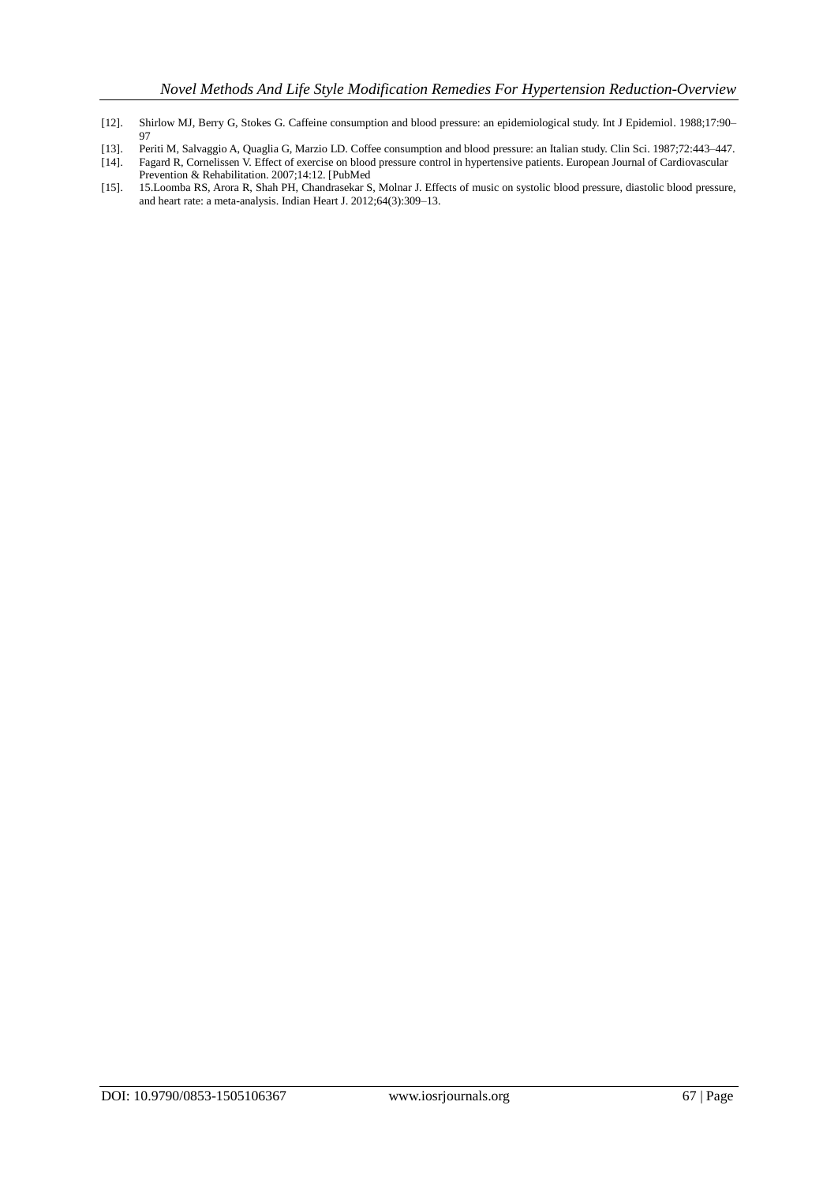[12]. Shirlow MJ, Berry G, Stokes G. Caffeine consumption and blood pressure: an epidemiological study. Int J Epidemiol. 1988;17:90–97

[13]. Periti M, Salvaggio A, Quaglia G, Marzio LD. Coffee consumption and blood pressure: an Italian study. Clin Sci. 1987;72:443–447.

[14]. Fagard R, Cornelissen V. Effect of exercise on blood pressure control in hypertensive patients. European Journal of Cardiovascular Prevention & Rehabilitation. 2007;14:12. [PubMed

[15]. 15.Loomba RS, Arora R, Shah PH, Chandrasekar S, Molnar J. Effects of music on systolic blood pressure, diastolic blood pressure, and heart rate: a meta-analysis. Indian Heart J. 2012;64(3):309–13.